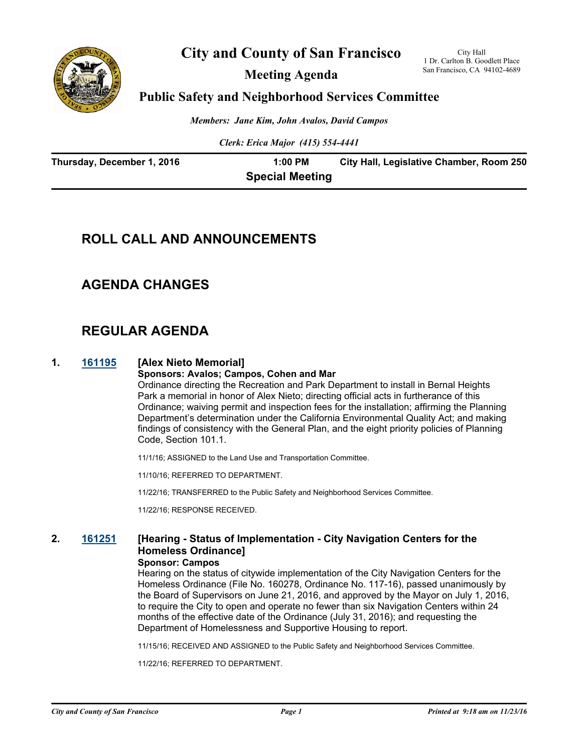# City and County of San Francisco

## Meeting Agenda

## Public Safety and Neighborhood Services Committee

City Hall
1 Dr. Carlton B. Goodlett Place
San Francisco, CA 94102-4689

*Members: Jane Kim, John Avalos, David Campos*

*Clerk: Erica Major (415) 554-4441*

**Thursday, December 1, 2016** | **1:00 PM** | **City Hall, Legislative Chamber, Room 250**

**Special Meeting**

## ROLL CALL AND ANNOUNCEMENTS

## AGENDA CHANGES

## REGULAR AGENDA

**1. 161195 [Alex Nieto Memorial]**

**Sponsors: Avalos; Campos, Cohen and Mar**

Ordinance directing the Recreation and Park Department to install in Bernal Heights Park a memorial in honor of Alex Nieto; directing official acts in furtherance of this Ordinance; waiving permit and inspection fees for the installation; affirming the Planning Department's determination under the California Environmental Quality Act; and making findings of consistency with the General Plan, and the eight priority policies of Planning Code, Section 101.1.

11/1/16; ASSIGNED to the Land Use and Transportation Committee.

11/10/16; REFERRED TO DEPARTMENT.

11/22/16; TRANSFERRED to the Public Safety and Neighborhood Services Committee.

11/22/16; RESPONSE RECEIVED.

**2. 161251 [Hearing - Status of Implementation - City Navigation Centers for the Homeless Ordinance]**

**Sponsor: Campos**

Hearing on the status of citywide implementation of the City Navigation Centers for the Homeless Ordinance (File No. 160278, Ordinance No. 117-16), passed unanimously by the Board of Supervisors on June 21, 2016, and approved by the Mayor on July 1, 2016, to require the City to open and operate no fewer than six Navigation Centers within 24 months of the effective date of the Ordinance (July 31, 2016); and requesting the Department of Homelessness and Supportive Housing to report.

11/15/16; RECEIVED AND ASSIGNED to the Public Safety and Neighborhood Services Committee.

11/22/16; REFERRED TO DEPARTMENT.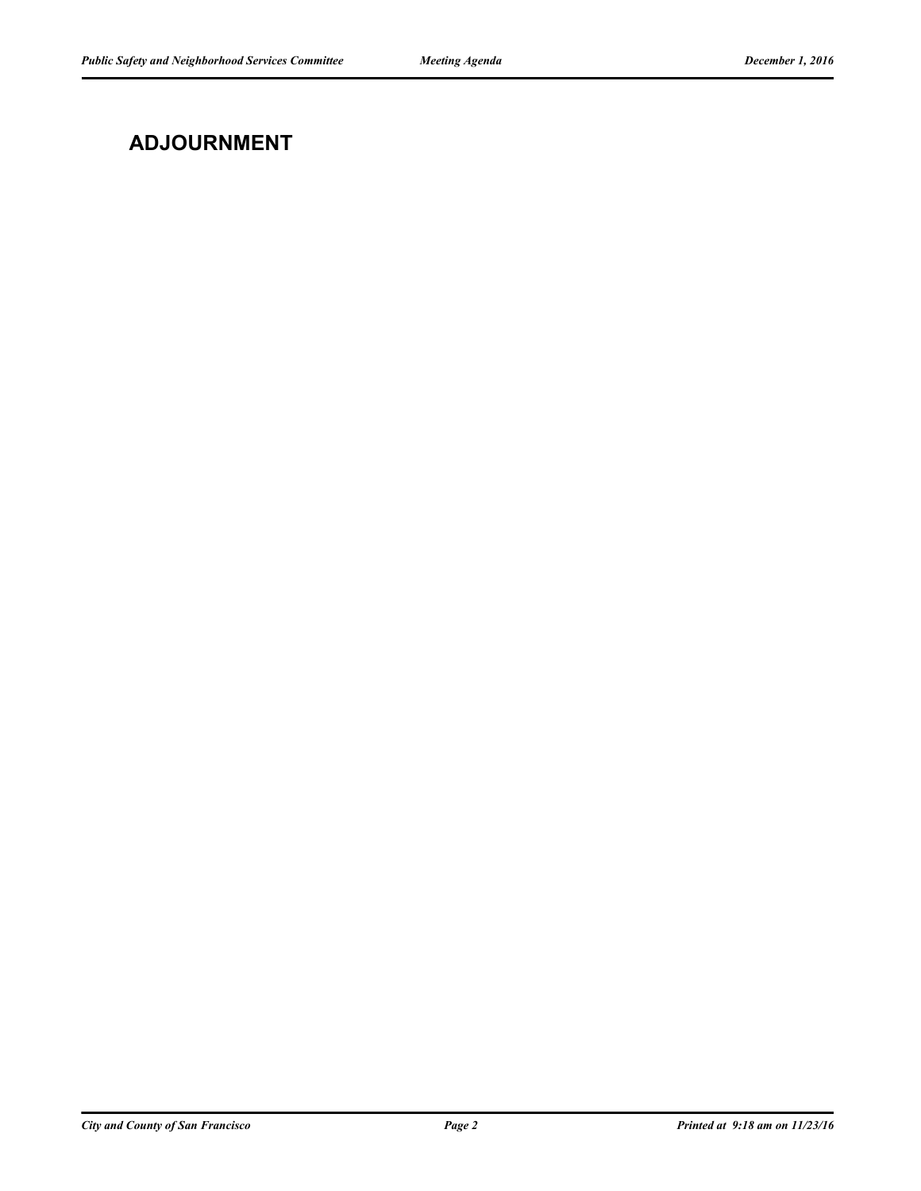## ADJOURNMENT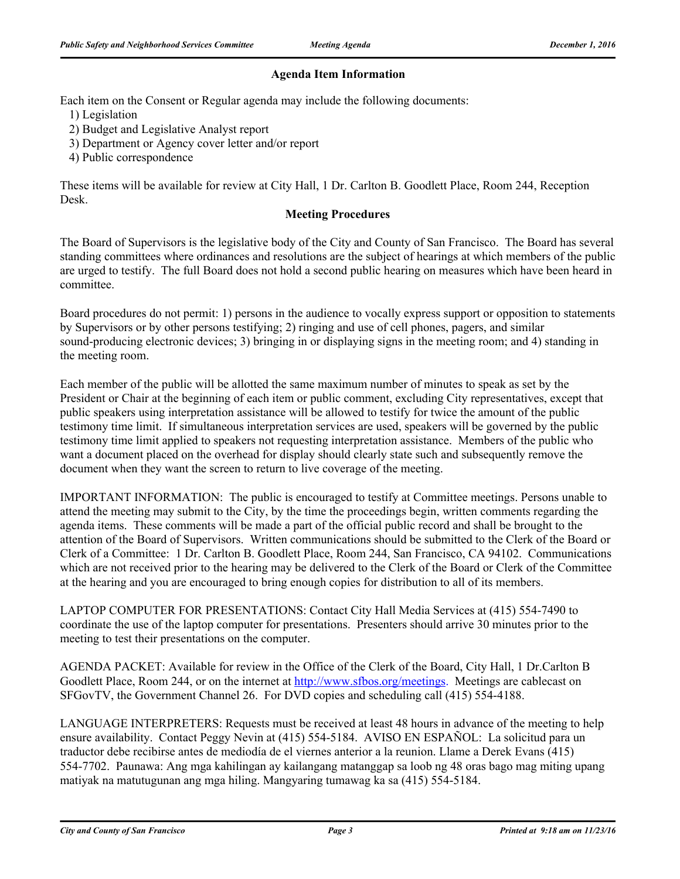## Agenda Item Information

Each item on the Consent or Regular agenda may include the following documents:

1) Legislation
2) Budget and Legislative Analyst report
3) Department or Agency cover letter and/or report
4) Public correspondence

These items will be available for review at City Hall, 1 Dr. Carlton B. Goodlett Place, Room 244, Reception Desk.

## Meeting Procedures

The Board of Supervisors is the legislative body of the City and County of San Francisco. The Board has several standing committees where ordinances and resolutions are the subject of hearings at which members of the public are urged to testify. The full Board does not hold a second public hearing on measures which have been heard in committee.

Board procedures do not permit: 1) persons in the audience to vocally express support or opposition to statements by Supervisors or by other persons testifying; 2) ringing and use of cell phones, pagers, and similar sound-producing electronic devices; 3) bringing in or displaying signs in the meeting room; and 4) standing in the meeting room.

Each member of the public will be allotted the same maximum number of minutes to speak as set by the President or Chair at the beginning of each item or public comment, excluding City representatives, except that public speakers using interpretation assistance will be allowed to testify for twice the amount of the public testimony time limit. If simultaneous interpretation services are used, speakers will be governed by the public testimony time limit applied to speakers not requesting interpretation assistance. Members of the public who want a document placed on the overhead for display should clearly state such and subsequently remove the document when they want the screen to return to live coverage of the meeting.

IMPORTANT INFORMATION: The public is encouraged to testify at Committee meetings. Persons unable to attend the meeting may submit to the City, by the time the proceedings begin, written comments regarding the agenda items. These comments will be made a part of the official public record and shall be brought to the attention of the Board of Supervisors. Written communications should be submitted to the Clerk of the Board or Clerk of a Committee: 1 Dr. Carlton B. Goodlett Place, Room 244, San Francisco, CA 94102. Communications which are not received prior to the hearing may be delivered to the Clerk of the Board or Clerk of the Committee at the hearing and you are encouraged to bring enough copies for distribution to all of its members.

LAPTOP COMPUTER FOR PRESENTATIONS: Contact City Hall Media Services at (415) 554-7490 to coordinate the use of the laptop computer for presentations. Presenters should arrive 30 minutes prior to the meeting to test their presentations on the computer.

AGENDA PACKET: Available for review in the Office of the Clerk of the Board, City Hall, 1 Dr.Carlton B Goodlett Place, Room 244, or on the internet at [http://www.sfbos.org/meetings.](http://www.sfbos.org/meetings) Meetings are cablecast on SFGovTV, the Government Channel 26. For DVD copies and scheduling call (415) 554-4188.

LANGUAGE INTERPRETERS: Requests must be received at least 48 hours in advance of the meeting to help ensure availability. Contact Peggy Nevin at (415) 554-5184. AVISO EN ESPAÑOL: La solicitud para un traductor debe recibirse antes de mediodía de el viernes anterior a la reunion. Llame a Derek Evans (415) 554-7702. Paunawa: Ang mga kahilingan ay kailangang matanggap sa loob ng 48 oras bago mag miting upang matiyak na matutugunan ang mga hiling. Mangyaring tumawag ka sa (415) 554-5184.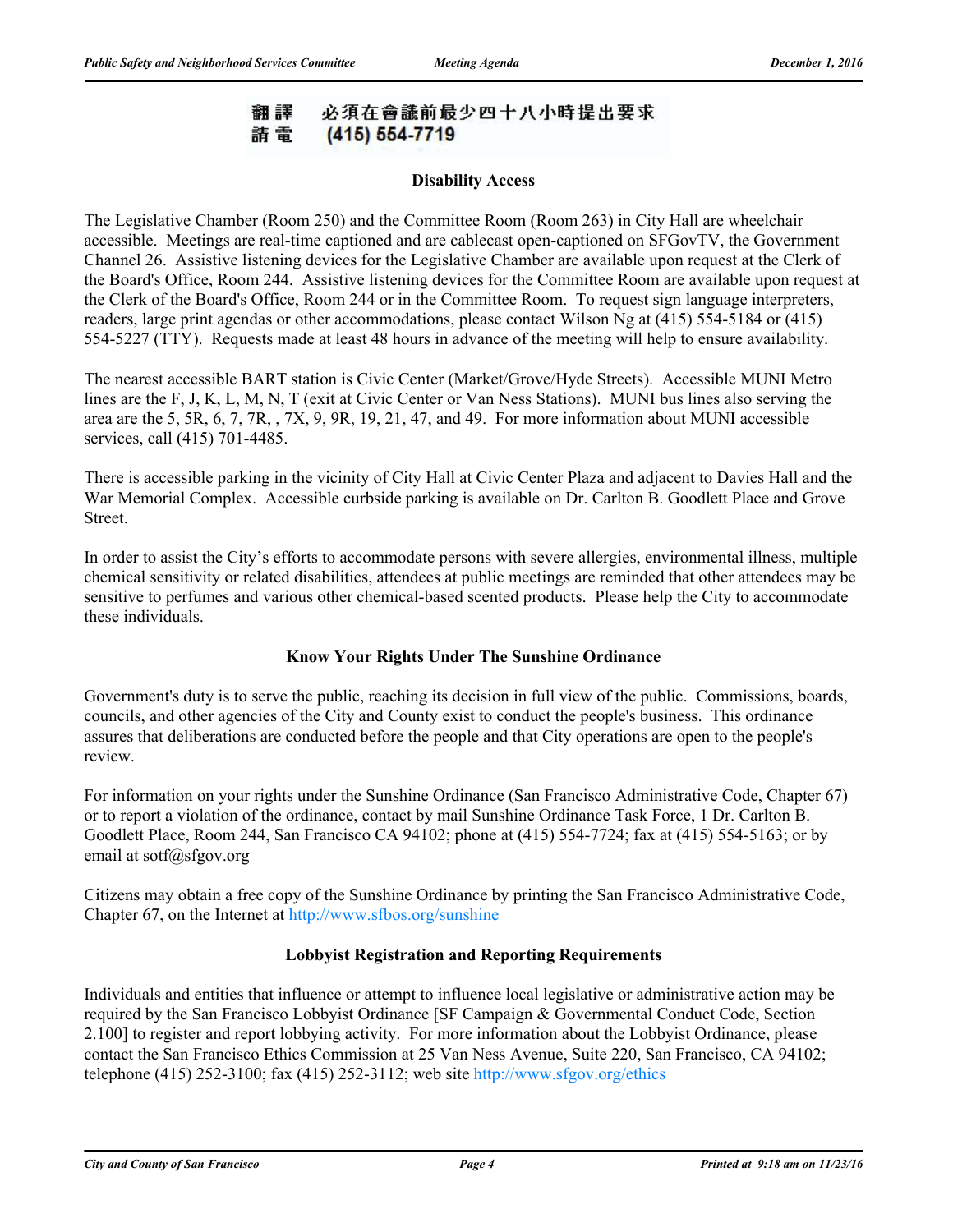翻譯　必須在會議前最少四十八小時提出要求
請電　(415) 554-7719

## Disability Access

The Legislative Chamber (Room 250) and the Committee Room (Room 263) in City Hall are wheelchair accessible. Meetings are real-time captioned and are cablecast open-captioned on SFGovTV, the Government Channel 26. Assistive listening devices for the Legislative Chamber are available upon request at the Clerk of the Board's Office, Room 244. Assistive listening devices for the Committee Room are available upon request at the Clerk of the Board's Office, Room 244 or in the Committee Room. To request sign language interpreters, readers, large print agendas or other accommodations, please contact Wilson Ng at (415) 554-5184 or (415) 554-5227 (TTY). Requests made at least 48 hours in advance of the meeting will help to ensure availability.

The nearest accessible BART station is Civic Center (Market/Grove/Hyde Streets). Accessible MUNI Metro lines are the F, J, K, L, M, N, T (exit at Civic Center or Van Ness Stations). MUNI bus lines also serving the area are the 5, 5R, 6, 7, 7R, , 7X, 9, 9R, 19, 21, 47, and 49. For more information about MUNI accessible services, call (415) 701-4485.

There is accessible parking in the vicinity of City Hall at Civic Center Plaza and adjacent to Davies Hall and the War Memorial Complex. Accessible curbside parking is available on Dr. Carlton B. Goodlett Place and Grove Street.

In order to assist the City's efforts to accommodate persons with severe allergies, environmental illness, multiple chemical sensitivity or related disabilities, attendees at public meetings are reminded that other attendees may be sensitive to perfumes and various other chemical-based scented products. Please help the City to accommodate these individuals.

## Know Your Rights Under The Sunshine Ordinance

Government's duty is to serve the public, reaching its decision in full view of the public. Commissions, boards, councils, and other agencies of the City and County exist to conduct the people's business. This ordinance assures that deliberations are conducted before the people and that City operations are open to the people's review.

For information on your rights under the Sunshine Ordinance (San Francisco Administrative Code, Chapter 67) or to report a violation of the ordinance, contact by mail Sunshine Ordinance Task Force, 1 Dr. Carlton B. Goodlett Place, Room 244, San Francisco CA 94102; phone at (415) 554-7724; fax at (415) 554-5163; or by email at sotf@sfgov.org

Citizens may obtain a free copy of the Sunshine Ordinance by printing the San Francisco Administrative Code, Chapter 67, on the Internet at http://www.sfbos.org/sunshine

## Lobbyist Registration and Reporting Requirements

Individuals and entities that influence or attempt to influence local legislative or administrative action may be required by the San Francisco Lobbyist Ordinance [SF Campaign & Governmental Conduct Code, Section 2.100] to register and report lobbying activity. For more information about the Lobbyist Ordinance, please contact the San Francisco Ethics Commission at 25 Van Ness Avenue, Suite 220, San Francisco, CA 94102; telephone (415) 252-3100; fax (415) 252-3112; web site http://www.sfgov.org/ethics